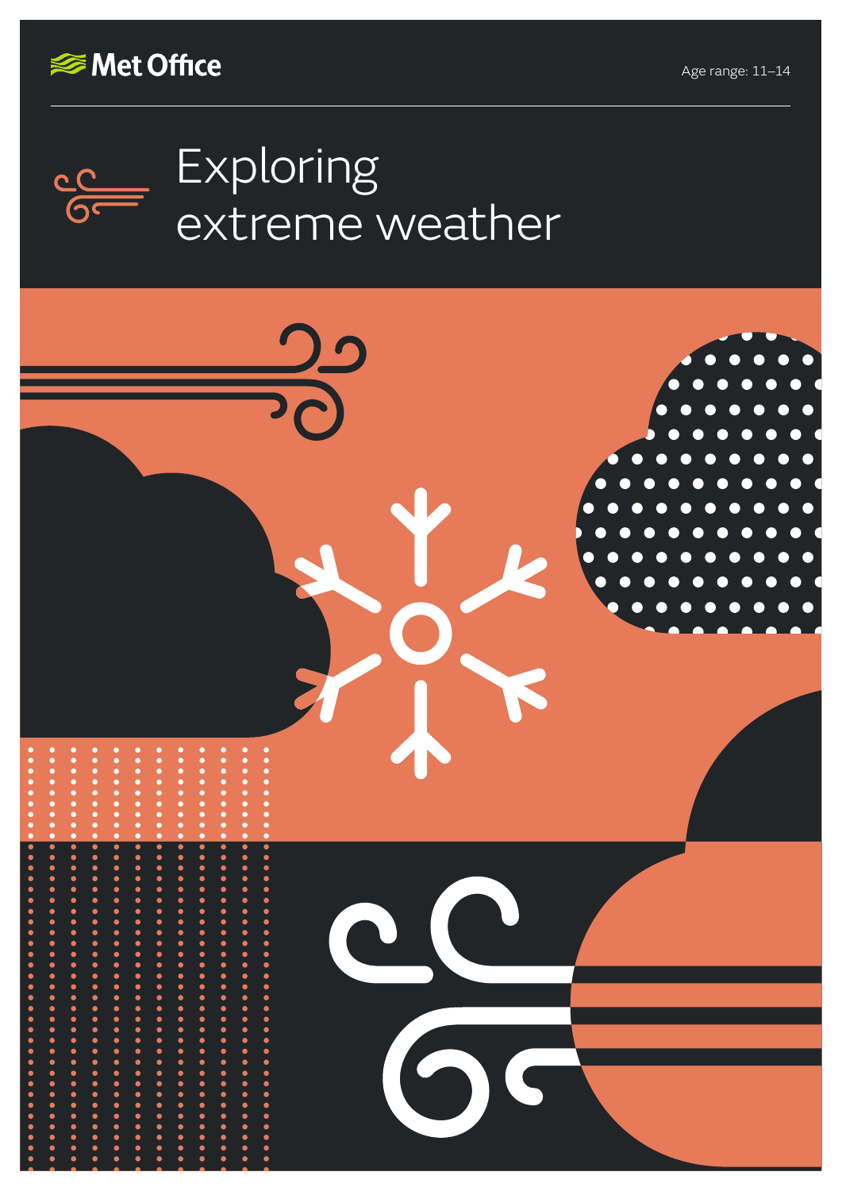Met Office

Age range: 11–14

# Exploring extreme weather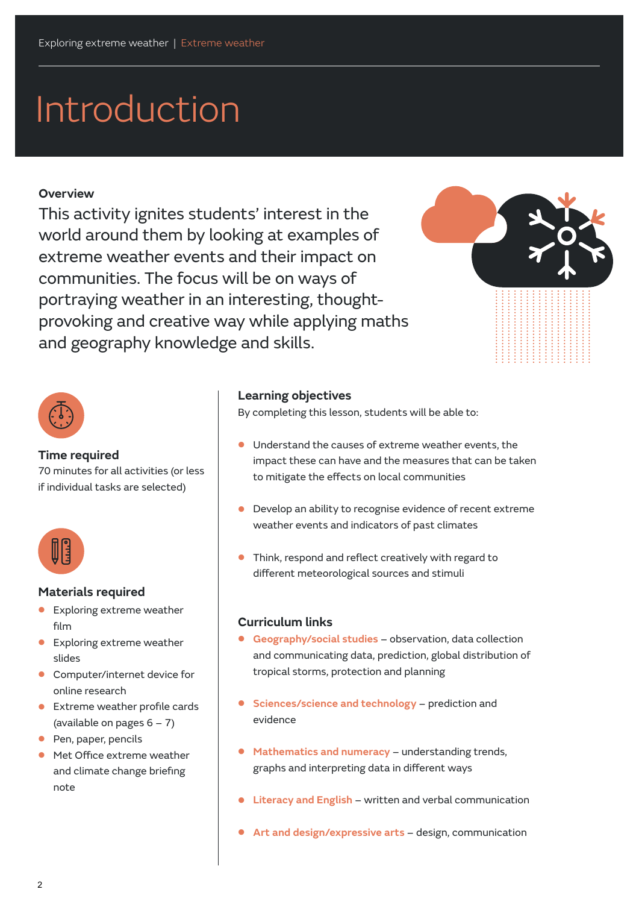# Introduction

**Overview**

This activity ignites students' interest in the world around them by looking at examples of extreme weather events and their impact on communities. The focus will be on ways of portraying weather in an interesting, thought-provoking and creative way while applying maths and geography knowledge and skills.

### Time required

70 minutes for all activities (or less if individual tasks are selected)

### Materials required

- Exploring extreme weather film
- Exploring extreme weather slides
- Computer/internet device for online research
- Extreme weather profile cards (available on pages 6 – 7)
- Pen, paper, pencils
- Met Office extreme weather and climate change briefing note

### Learning objectives

By completing this lesson, students will be able to:

- Understand the causes of extreme weather events, the impact these can have and the measures that can be taken to mitigate the effects on local communities
- Develop an ability to recognise evidence of recent extreme weather events and indicators of past climates
- Think, respond and reflect creatively with regard to different meteorological sources and stimuli

### Curriculum links

- **Geography/social studies** – observation, data collection and communicating data, prediction, global distribution of tropical storms, protection and planning
- **Sciences/science and technology** – prediction and evidence
- **Mathematics and numeracy** – understanding trends, graphs and interpreting data in different ways
- **Literacy and English** – written and verbal communication
- **Art and design/expressive arts** – design, communication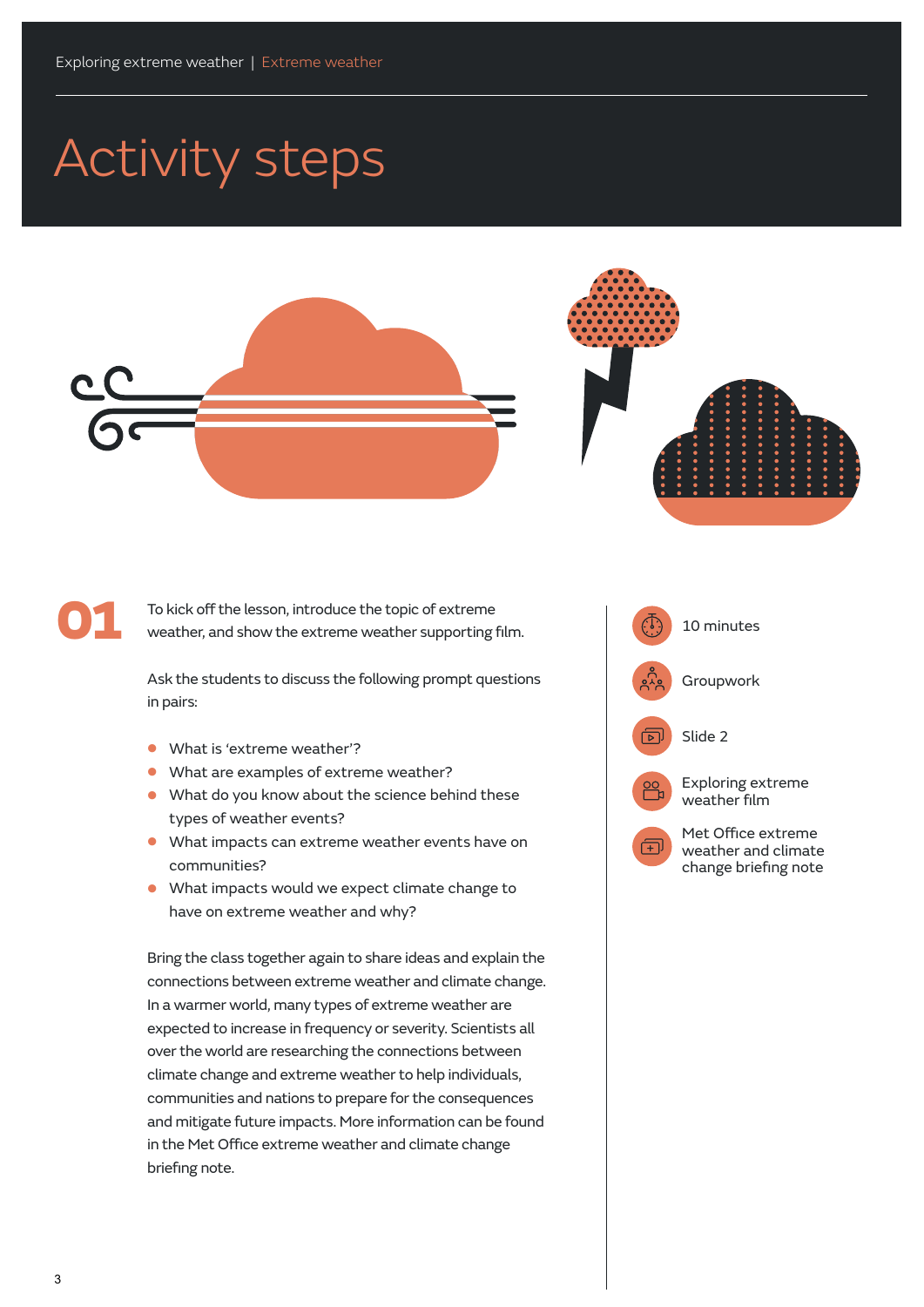# Activity steps

## 01

To kick off the lesson, introduce the topic of extreme weather, and show the extreme weather supporting film.

Ask the students to discuss the following prompt questions in pairs:

- What is 'extreme weather'?
- What are examples of extreme weather?
- What do you know about the science behind these types of weather events?
- What impacts can extreme weather events have on communities?
- What impacts would we expect climate change to have on extreme weather and why?

Bring the class together again to share ideas and explain the connections between extreme weather and climate change. In a warmer world, many types of extreme weather are expected to increase in frequency or severity. Scientists all over the world are researching the connections between climate change and extreme weather to help individuals, communities and nations to prepare for the consequences and mitigate future impacts. More information can be found in the Met Office extreme weather and climate change briefing note.

- 10 minutes
- Groupwork
- Slide 2
- Exploring extreme weather film
- Met Office extreme weather and climate change briefing note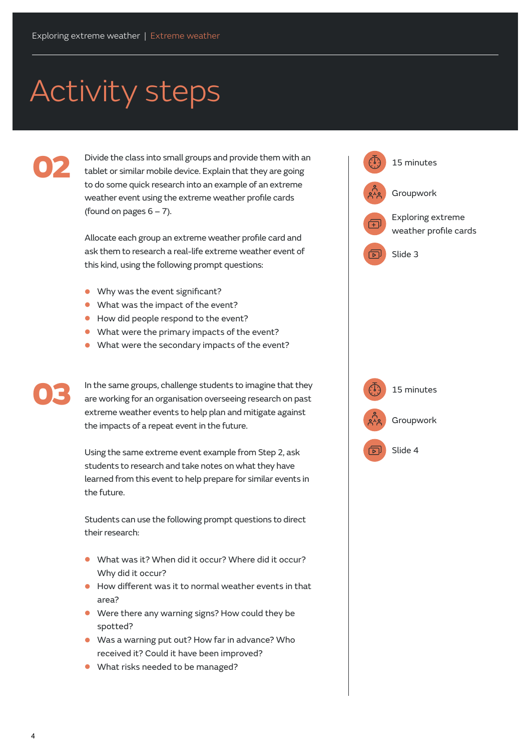# Activity steps

## 02

Divide the class into small groups and provide them with an tablet or similar mobile device. Explain that they are going to do some quick research into an example of an extreme weather event using the extreme weather profile cards (found on pages 6 – 7).

Allocate each group an extreme weather profile card and ask them to research a real-life extreme weather event of this kind, using the following prompt questions:

- Why was the event significant?
- What was the impact of the event?
- How did people respond to the event?
- What were the primary impacts of the event?
- What were the secondary impacts of the event?

15 minutes

Groupwork

Exploring extreme weather profile cards

Slide 3

## 03

In the same groups, challenge students to imagine that they are working for an organisation overseeing research on past extreme weather events to help plan and mitigate against the impacts of a repeat event in the future.

Using the same extreme event example from Step 2, ask students to research and take notes on what they have learned from this event to help prepare for similar events in the future.

Students can use the following prompt questions to direct their research:

- What was it? When did it occur? Where did it occur? Why did it occur?
- How different was it to normal weather events in that area?
- Were there any warning signs? How could they be spotted?
- Was a warning put out? How far in advance? Who received it? Could it have been improved?
- What risks needed to be managed?

15 minutes

Groupwork

Slide 4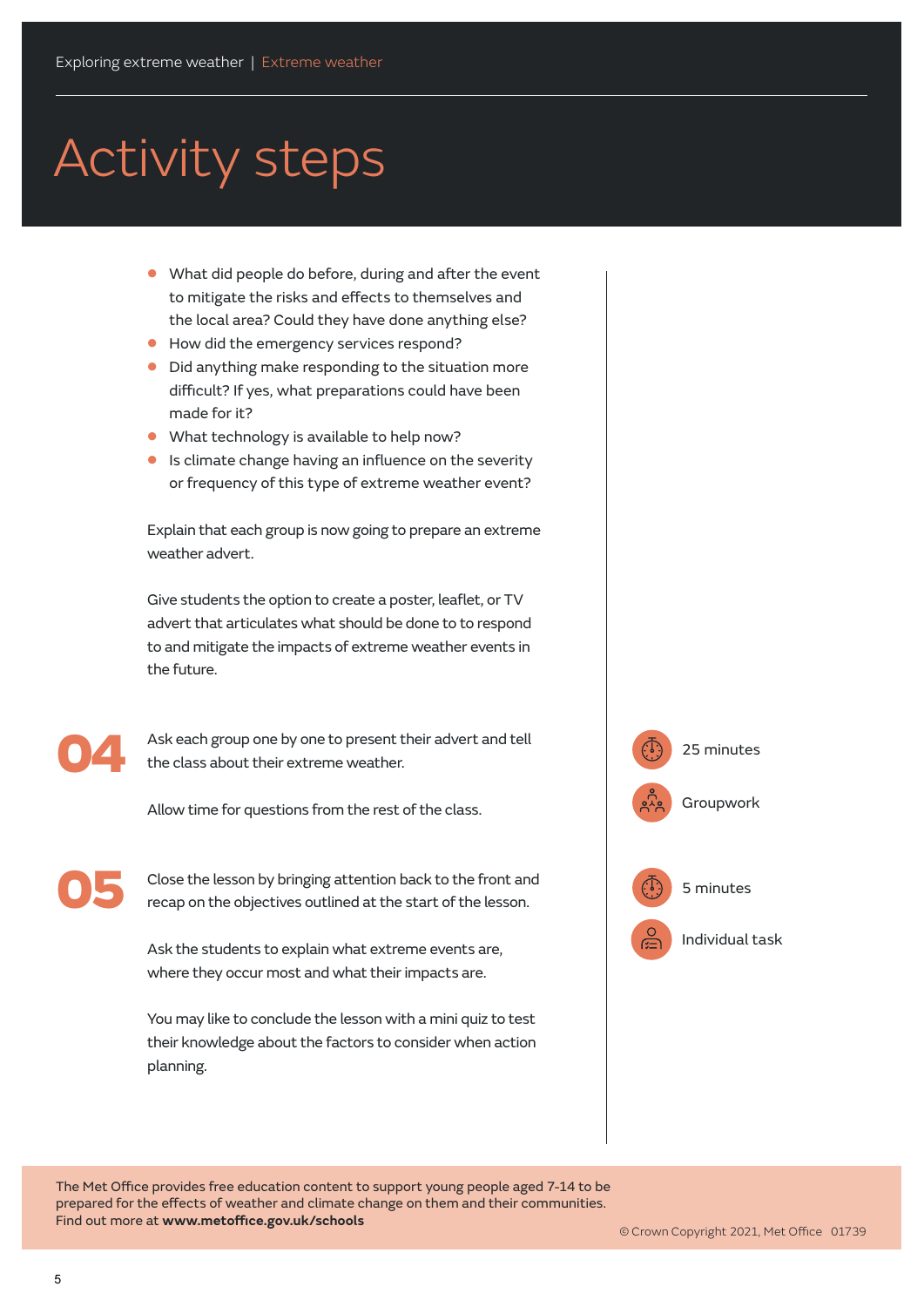# Activity steps

- What did people do before, during and after the event to mitigate the risks and effects to themselves and the local area? Could they have done anything else?
- How did the emergency services respond?
- Did anything make responding to the situation more difficult? If yes, what preparations could have been made for it?
- What technology is available to help now?
- Is climate change having an influence on the severity or frequency of this type of extreme weather event?

Explain that each group is now going to prepare an extreme weather advert.

Give students the option to create a poster, leaflet, or TV advert that articulates what should be done to to respond to and mitigate the impacts of extreme weather events in the future.

## 04

Ask each group one by one to present their advert and tell the class about their extreme weather.

Allow time for questions from the rest of the class.

25 minutes

Groupwork

## 05

Close the lesson by bringing attention back to the front and recap on the objectives outlined at the start of the lesson.

Ask the students to explain what extreme events are, where they occur most and what their impacts are.

You may like to conclude the lesson with a mini quiz to test their knowledge about the factors to consider when action planning.

5 minutes

Individual task

The Met Office provides free education content to support young people aged 7-14 to be prepared for the effects of weather and climate change on them and their communities. Find out more at **www.metoffice.gov.uk/schools**

© Crown Copyright 2021, Met Office 01739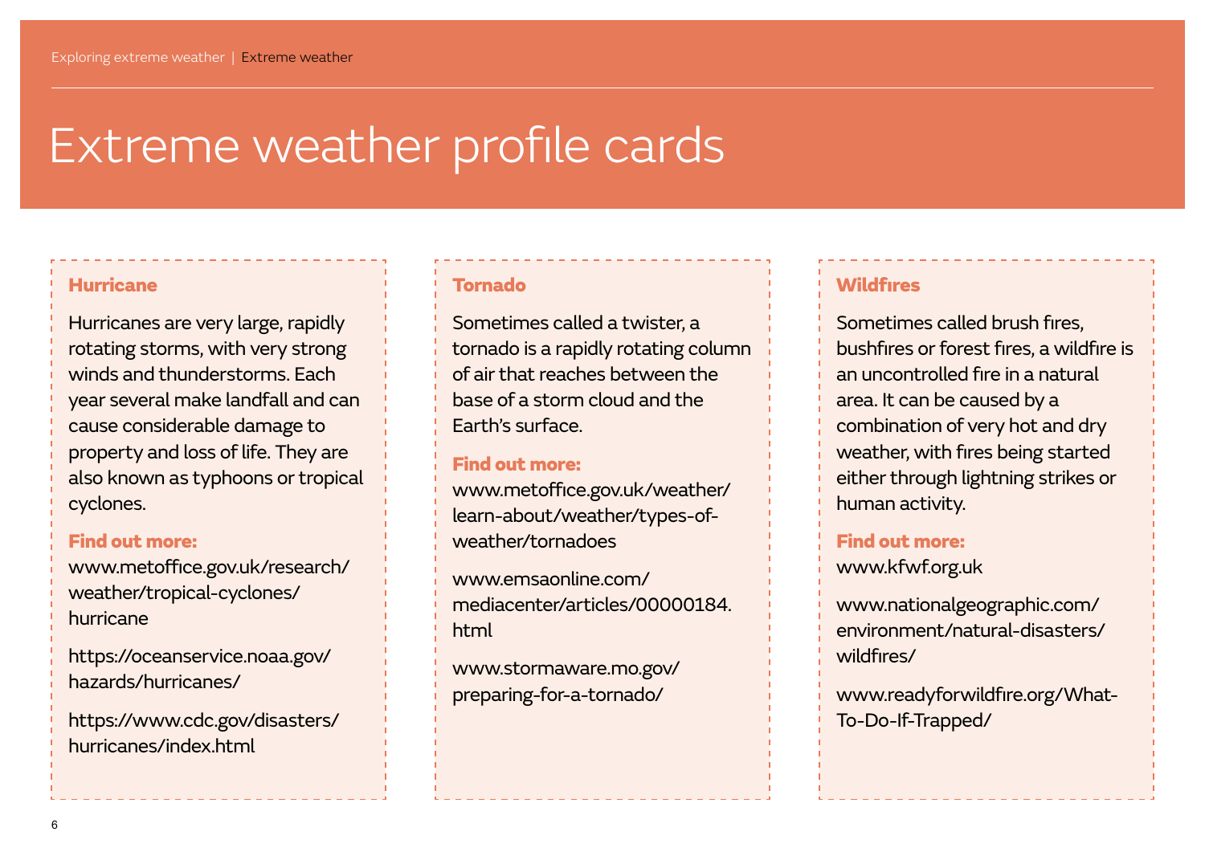# Extreme weather profile cards

### Hurricane

Hurricanes are very large, rapidly rotating storms, with very strong winds and thunderstorms. Each year several make landfall and can cause considerable damage to property and loss of life. They are also known as typhoons or tropical cyclones.

**Find out more:**

www.metoffice.gov.uk/research/weather/tropical-cyclones/hurricane

https://oceanservice.noaa.gov/hazards/hurricanes/

https://www.cdc.gov/disasters/hurricanes/index.html

### Tornado

Sometimes called a twister, a tornado is a rapidly rotating column of air that reaches between the base of a storm cloud and the Earth's surface.

**Find out more:**

www.metoffice.gov.uk/weather/learn-about/weather/types-of-weather/tornadoes

www.emsaonline.com/mediacenter/articles/00000184.html

www.stormaware.mo.gov/preparing-for-a-tornado/

### Wildfires

Sometimes called brush fires, bushfires or forest fires, a wildfire is an uncontrolled fire in a natural area. It can be caused by a combination of very hot and dry weather, with fires being started either through lightning strikes or human activity.

**Find out more:**

www.kfwf.org.uk

www.nationalgeographic.com/environment/natural-disasters/wildfires/

www.readyforwildfire.org/What-To-Do-If-Trapped/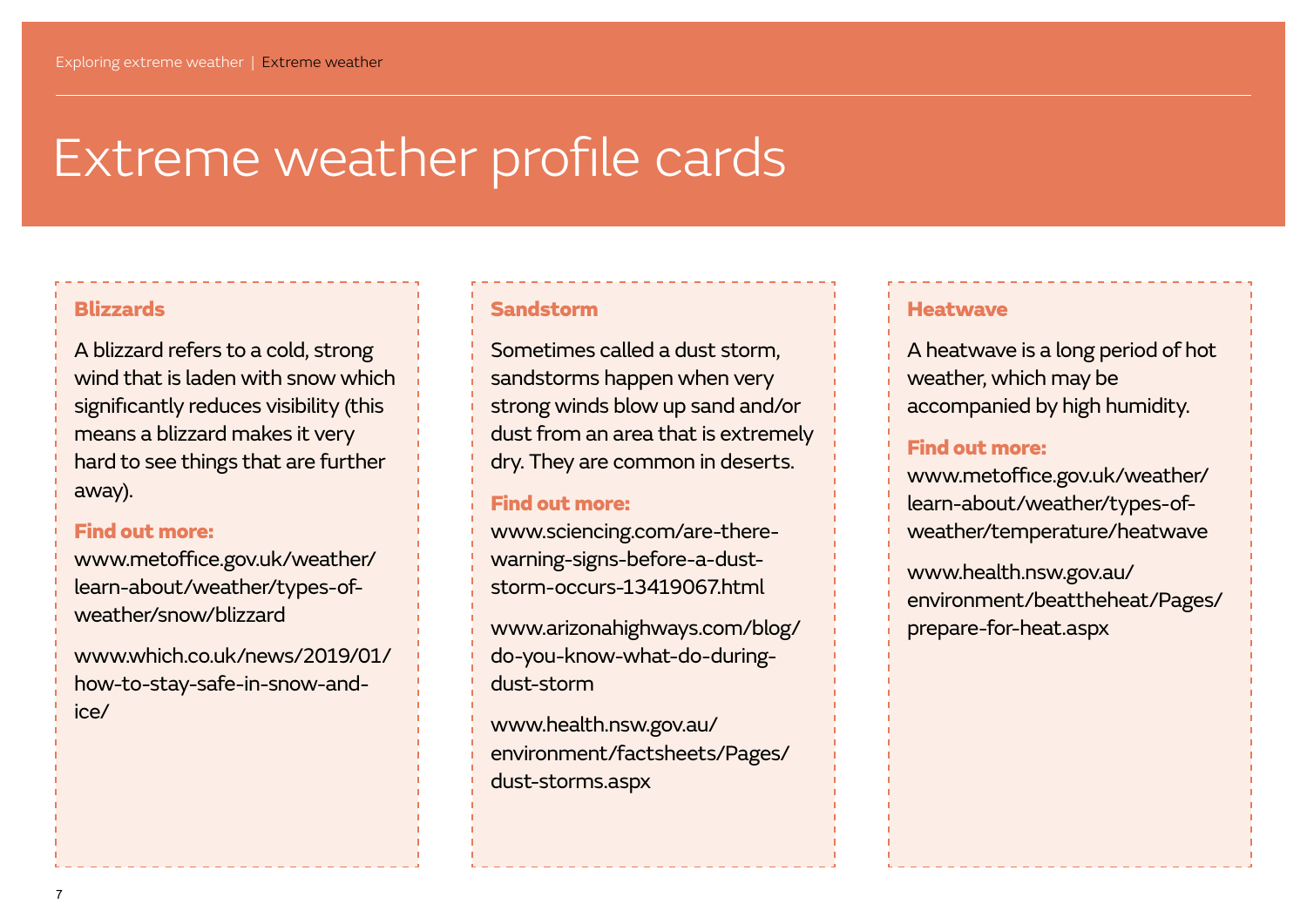# Extreme weather profile cards

## Blizzards

A blizzard refers to a cold, strong wind that is laden with snow which significantly reduces visibility (this means a blizzard makes it very hard to see things that are further away).

**Find out more:**

www.metoffice.gov.uk/weather/learn-about/weather/types-of-weather/snow/blizzard

www.which.co.uk/news/2019/01/how-to-stay-safe-in-snow-and-ice/

## Sandstorm

Sometimes called a dust storm, sandstorms happen when very strong winds blow up sand and/or dust from an area that is extremely dry. They are common in deserts.

**Find out more:**

www.sciencing.com/are-there-warning-signs-before-a-dust-storm-occurs-13419067.html

www.arizonahighways.com/blog/do-you-know-what-do-during-dust-storm

www.health.nsw.gov.au/environment/factsheets/Pages/dust-storms.aspx

## Heatwave

A heatwave is a long period of hot weather, which may be accompanied by high humidity.

**Find out more:**

www.metoffice.gov.uk/weather/learn-about/weather/types-of-weather/temperature/heatwave

www.health.nsw.gov.au/environment/beattheheat/Pages/prepare-for-heat.aspx